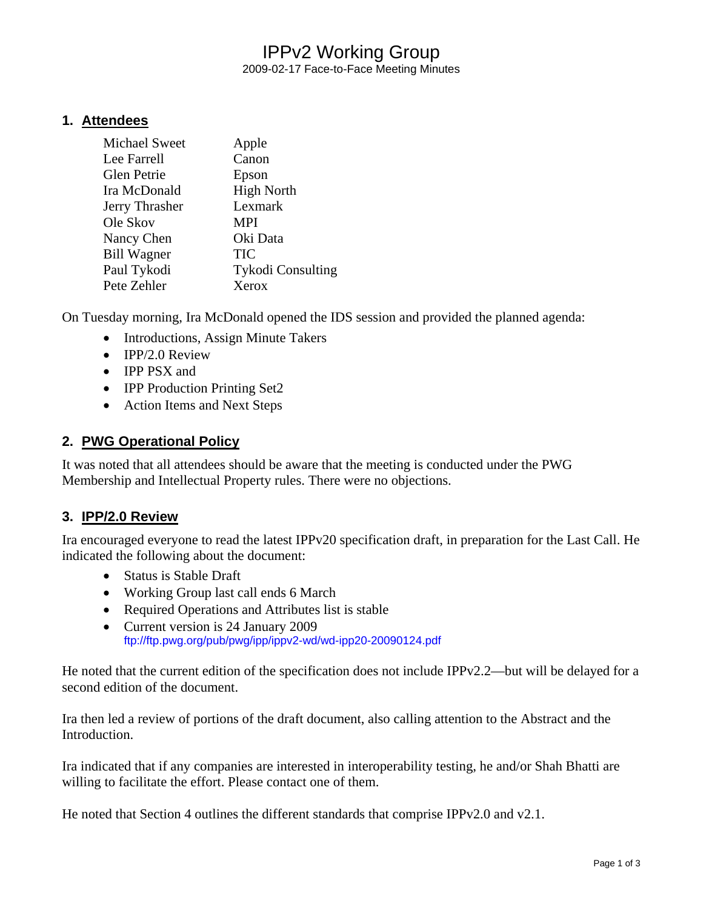# IPPv2 Working Group

2009-02-17 Face-to-Face Meeting Minutes

## 1. Attendees

| | |
|---|---|
| Michael Sweet | Apple |
| Lee Farrell | Canon |
| Glen Petrie | Epson |
| Ira McDonald | High North |
| Jerry Thrasher | Lexmark |
| Ole Skov | MPI |
| Nancy Chen | Oki Data |
| Bill Wagner | TIC |
| Paul Tykodi | Tykodi Consulting |
| Pete Zehler | Xerox |

On Tuesday morning, Ira McDonald opened the IDS session and provided the planned agenda:

- Introductions, Assign Minute Takers
- IPP/2.0 Review
- IPP PSX and
- IPP Production Printing Set2
- Action Items and Next Steps

## 2. PWG Operational Policy

It was noted that all attendees should be aware that the meeting is conducted under the PWG Membership and Intellectual Property rules. There were no objections.

## 3. IPP/2.0 Review

Ira encouraged everyone to read the latest IPPv20 specification draft, in preparation for the Last Call. He indicated the following about the document:

- Status is Stable Draft
- Working Group last call ends 6 March
- Required Operations and Attributes list is stable
- Current version is 24 January 2009
  ftp://ftp.pwg.org/pub/pwg/ipp/ippv2-wd/wd-ipp20-20090124.pdf

He noted that the current edition of the specification does not include IPPv2.2—but will be delayed for a second edition of the document.

Ira then led a review of portions of the draft document, also calling attention to the Abstract and the Introduction.

Ira indicated that if any companies are interested in interoperability testing, he and/or Shah Bhatti are willing to facilitate the effort. Please contact one of them.

He noted that Section 4 outlines the different standards that comprise IPPv2.0 and v2.1.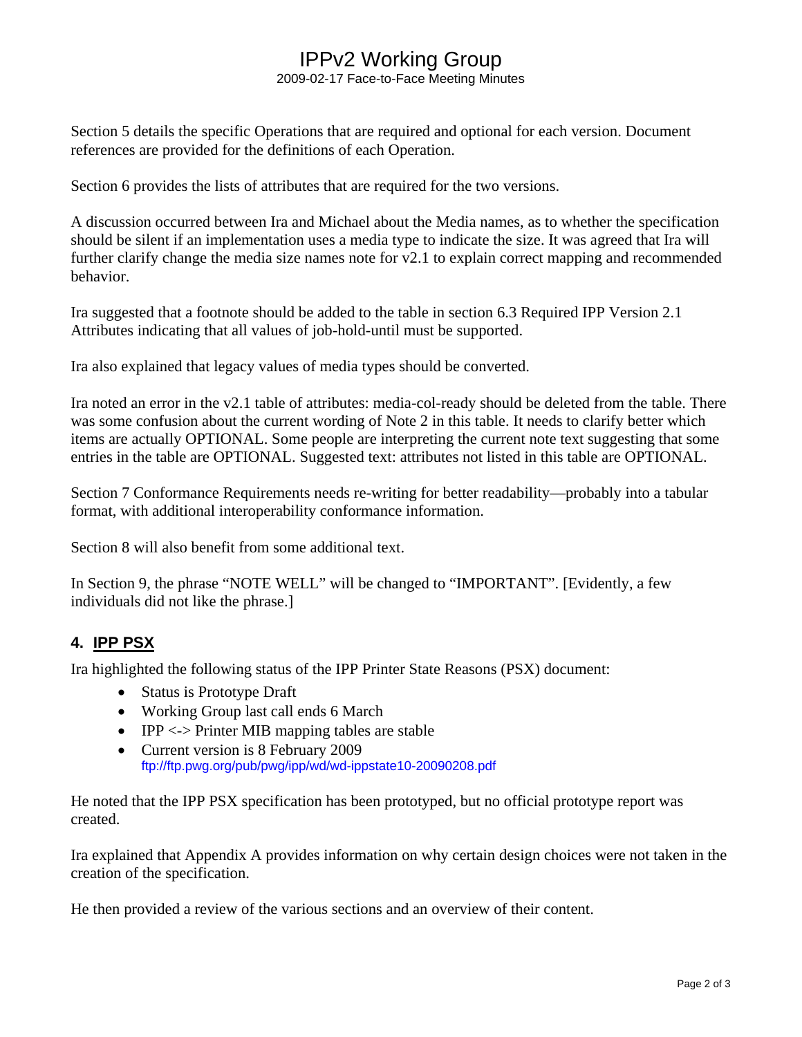Section 5 details the specific Operations that are required and optional for each version. Document references are provided for the definitions of each Operation.

Section 6 provides the lists of attributes that are required for the two versions.

A discussion occurred between Ira and Michael about the Media names, as to whether the specification should be silent if an implementation uses a media type to indicate the size. It was agreed that Ira will further clarify change the media size names note for v2.1 to explain correct mapping and recommended behavior.

Ira suggested that a footnote should be added to the table in section 6.3 Required IPP Version 2.1 Attributes indicating that all values of job-hold-until must be supported.

Ira also explained that legacy values of media types should be converted.

Ira noted an error in the v2.1 table of attributes: media-col-ready should be deleted from the table. There was some confusion about the current wording of Note 2 in this table. It needs to clarify better which items are actually OPTIONAL. Some people are interpreting the current note text suggesting that some entries in the table are OPTIONAL. Suggested text: attributes not listed in this table are OPTIONAL.

Section 7 Conformance Requirements needs re-writing for better readability—probably into a tabular format, with additional interoperability conformance information.

Section 8 will also benefit from some additional text.

In Section 9, the phrase "NOTE WELL" will be changed to "IMPORTANT". [Evidently, a few individuals did not like the phrase.]

## 4. IPP PSX

Ira highlighted the following status of the IPP Printer State Reasons (PSX) document:

- Status is Prototype Draft
- Working Group last call ends 6 March
- IPP <-> Printer MIB mapping tables are stable
- Current version is 8 February 2009
  ftp://ftp.pwg.org/pub/pwg/ipp/wd/wd-ippstate10-20090208.pdf

He noted that the IPP PSX specification has been prototyped, but no official prototype report was created.

Ira explained that Appendix A provides information on why certain design choices were not taken in the creation of the specification.

He then provided a review of the various sections and an overview of their content.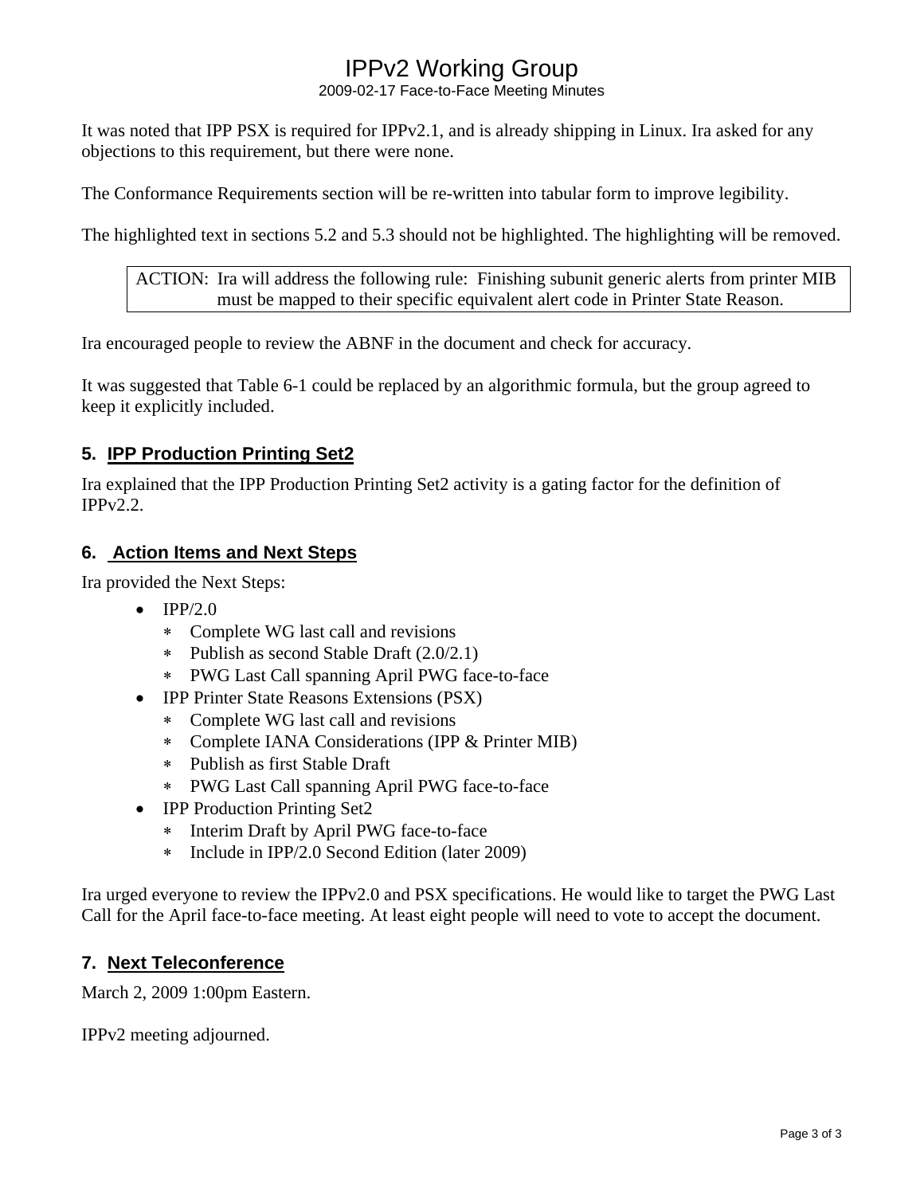It was noted that IPP PSX is required for IPPv2.1, and is already shipping in Linux. Ira asked for any objections to this requirement, but there were none.

The Conformance Requirements section will be re-written into tabular form to improve legibility.

The highlighted text in sections 5.2 and 5.3 should not be highlighted. The highlighting will be removed.

> ACTION: Ira will address the following rule: Finishing subunit generic alerts from printer MIB must be mapped to their specific equivalent alert code in Printer State Reason.

Ira encouraged people to review the ABNF in the document and check for accuracy.

It was suggested that Table 6-1 could be replaced by an algorithmic formula, but the group agreed to keep it explicitly included.

## 5. IPP Production Printing Set2

Ira explained that the IPP Production Printing Set2 activity is a gating factor for the definition of IPPv2.2.

## 6. Action Items and Next Steps

Ira provided the Next Steps:

- IPP/2.0
  - Complete WG last call and revisions
  - Publish as second Stable Draft (2.0/2.1)
  - PWG Last Call spanning April PWG face-to-face
- IPP Printer State Reasons Extensions (PSX)
  - Complete WG last call and revisions
  - Complete IANA Considerations (IPP & Printer MIB)
  - Publish as first Stable Draft
  - PWG Last Call spanning April PWG face-to-face
- IPP Production Printing Set2
  - Interim Draft by April PWG face-to-face
  - Include in IPP/2.0 Second Edition (later 2009)

Ira urged everyone to review the IPPv2.0 and PSX specifications. He would like to target the PWG Last Call for the April face-to-face meeting. At least eight people will need to vote to accept the document.

## 7. Next Teleconference

March 2, 2009 1:00pm Eastern.

IPPv2 meeting adjourned.